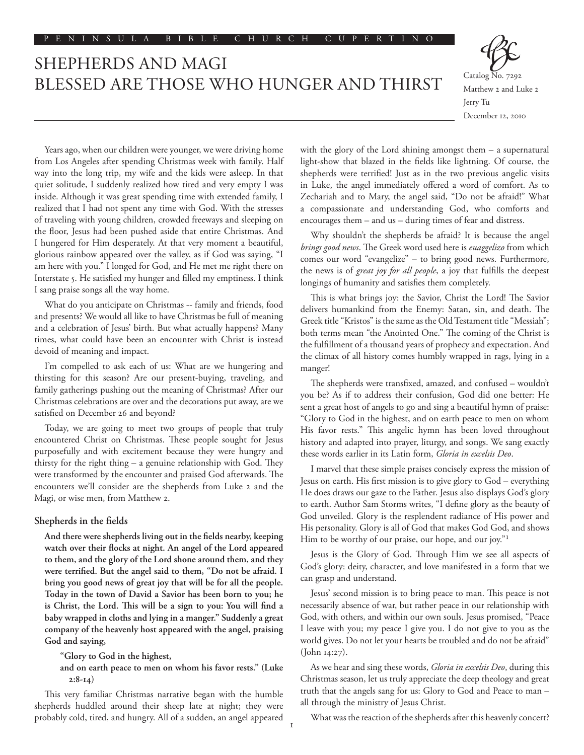PENINSULA BIBLE CHURCH CUPERTINO

# SHEPHERDS AND MAGI
# BLESSED ARE THOSE WHO HUNGER AND THIRST

Catalog No. 7292
Matthew 2 and Luke 2
Jerry Tu
December 12, 2010

Years ago, when our children were younger, we were driving home from Los Angeles after spending Christmas week with family. Half way into the long trip, my wife and the kids were asleep. In that quiet solitude, I suddenly realized how tired and very empty I was inside. Although it was great spending time with extended family, I realized that I had not spent any time with God. With the stresses of traveling with young children, crowded freeways and sleeping on the floor, Jesus had been pushed aside that entire Christmas. And I hungered for Him desperately. At that very moment a beautiful, glorious rainbow appeared over the valley, as if God was saying, "I am here with you." I longed for God, and He met me right there on Interstate 5. He satisfied my hunger and filled my emptiness. I think I sang praise songs all the way home.

What do you anticipate on Christmas -- family and friends, food and presents? We would all like to have Christmas be full of meaning and a celebration of Jesus' birth. But what actually happens? Many times, what could have been an encounter with Christ is instead devoid of meaning and impact.

I'm compelled to ask each of us: What are we hungering and thirsting for this season? Are our present-buying, traveling, and family gatherings pushing out the meaning of Christmas? After our Christmas celebrations are over and the decorations put away, are we satisfied on December 26 and beyond?

Today, we are going to meet two groups of people that truly encountered Christ on Christmas. These people sought for Jesus purposefully and with excitement because they were hungry and thirsty for the right thing – a genuine relationship with God. They were transformed by the encounter and praised God afterwards. The encounters we'll consider are the shepherds from Luke 2 and the Magi, or wise men, from Matthew 2.

### Shepherds in the fields

**And there were shepherds living out in the fields nearby, keeping watch over their flocks at night. An angel of the Lord appeared to them, and the glory of the Lord shone around them, and they were terrified. But the angel said to them, "Do not be afraid. I bring you good news of great joy that will be for all the people. Today in the town of David a Savior has been born to you; he is Christ, the Lord. This will be a sign to you: You will find a baby wrapped in cloths and lying in a manger." Suddenly a great company of the heavenly host appeared with the angel, praising God and saying,**

> **"Glory to God in the highest,**
> **and on earth peace to men on whom his favor rests." (Luke 2:8-14)**

This very familiar Christmas narrative began with the humble shepherds huddled around their sheep late at night; they were probably cold, tired, and hungry. All of a sudden, an angel appeared with the glory of the Lord shining amongst them – a supernatural light-show that blazed in the fields like lightning. Of course, the shepherds were terrified! Just as in the two previous angelic visits in Luke, the angel immediately offered a word of comfort. As to Zechariah and to Mary, the angel said, "Do not be afraid!" What a compassionate and understanding God, who comforts and encourages them – and us – during times of fear and distress.

Why shouldn't the shepherds be afraid? It is because the angel *brings good news*. The Greek word used here is *euaggelizo* from which comes our word "evangelize" – to bring good news. Furthermore, the news is of *great joy for all people*, a joy that fulfills the deepest longings of humanity and satisfies them completely.

This is what brings joy: the Savior, Christ the Lord! The Savior delivers humankind from the Enemy: Satan, sin, and death. The Greek title "Kristos" is the same as the Old Testament title "Messiah"; both terms mean "the Anointed One." The coming of the Christ is the fulfillment of a thousand years of prophecy and expectation. And the climax of all history comes humbly wrapped in rags, lying in a manger!

The shepherds were transfixed, amazed, and confused – wouldn't you be? As if to address their confusion, God did one better: He sent a great host of angels to go and sing a beautiful hymn of praise: "Glory to God in the highest, and on earth peace to men on whom His favor rests." This angelic hymn has been loved throughout history and adapted into prayer, liturgy, and songs. We sang exactly these words earlier in its Latin form, *Gloria in excelsis Deo*.

I marvel that these simple praises concisely express the mission of Jesus on earth. His first mission is to give glory to God – everything He does draws our gaze to the Father. Jesus also displays God's glory to earth. Author Sam Storms writes, "I define glory as the beauty of God unveiled. Glory is the resplendent radiance of His power and His personality. Glory is all of God that makes God God, and shows Him to be worthy of our praise, our hope, and our joy."[1]

Jesus is the Glory of God. Through Him we see all aspects of God's glory: deity, character, and love manifested in a form that we can grasp and understand.

Jesus' second mission is to bring peace to man. This peace is not necessarily absence of war, but rather peace in our relationship with God, with others, and within our own souls. Jesus promised, "Peace I leave with you; my peace I give you. I do not give to you as the world gives. Do not let your hearts be troubled and do not be afraid" (John 14:27).

As we hear and sing these words, *Gloria in excelsis Deo*, during this Christmas season, let us truly appreciate the deep theology and great truth that the angels sang for us: Glory to God and Peace to man – all through the ministry of Jesus Christ.

What was the reaction of the shepherds after this heavenly concert?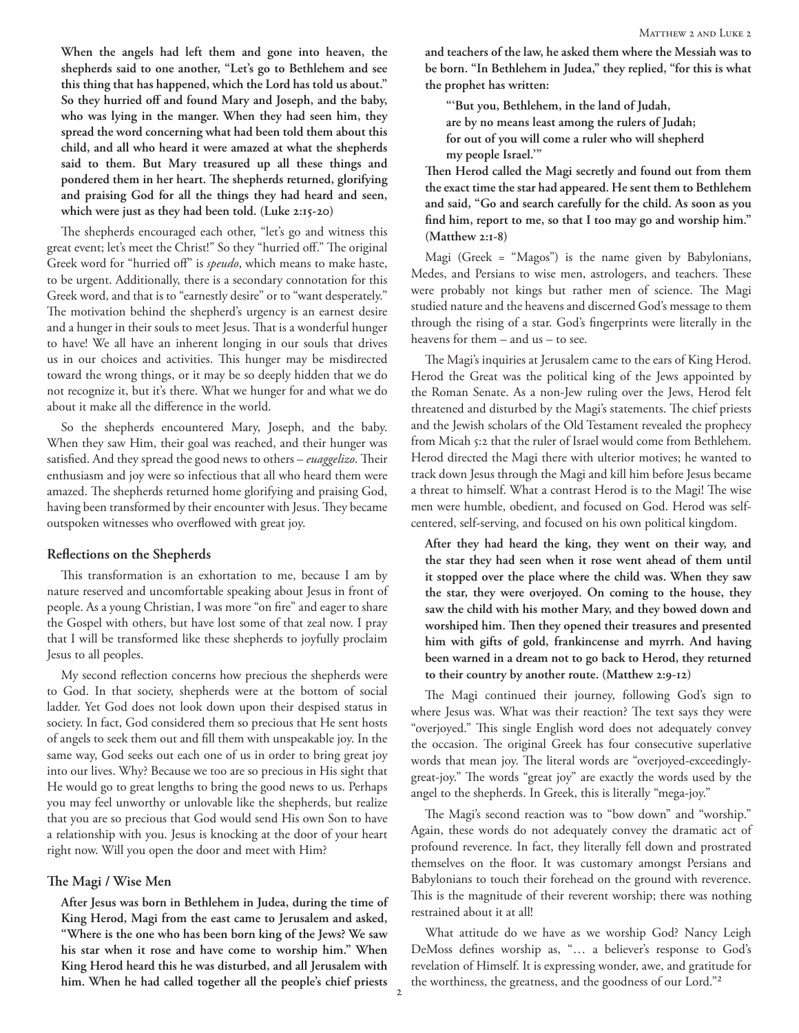**When the angels had left them and gone into heaven, the shepherds said to one another, "Let's go to Bethlehem and see this thing that has happened, which the Lord has told us about." So they hurried off and found Mary and Joseph, and the baby, who was lying in the manger. When they had seen him, they spread the word concerning what had been told them about this child, and all who heard it were amazed at what the shepherds said to them. But Mary treasured up all these things and pondered them in her heart. The shepherds returned, glorifying and praising God for all the things they had heard and seen, which were just as they had been told. (Luke 2:15-20)**

The shepherds encouraged each other, "let's go and witness this great event; let's meet the Christ!" So they "hurried off." The original Greek word for "hurried off" is *speudo*, which means to make haste, to be urgent. Additionally, there is a secondary connotation for this Greek word, and that is to "earnestly desire" or to "want desperately." The motivation behind the shepherd's urgency is an earnest desire and a hunger in their souls to meet Jesus. That is a wonderful hunger to have! We all have an inherent longing in our souls that drives us in our choices and activities. This hunger may be misdirected toward the wrong things, or it may be so deeply hidden that we do not recognize it, but it's there. What we hunger for and what we do about it make all the difference in the world.

So the shepherds encountered Mary, Joseph, and the baby. When they saw Him, their goal was reached, and their hunger was satisfied. And they spread the good news to others – *euaggelizo*. Their enthusiasm and joy were so infectious that all who heard them were amazed. The shepherds returned home glorifying and praising God, having been transformed by their encounter with Jesus. They became outspoken witnesses who overflowed with great joy.

### Reflections on the Shepherds

This transformation is an exhortation to me, because I am by nature reserved and uncomfortable speaking about Jesus in front of people. As a young Christian, I was more "on fire" and eager to share the Gospel with others, but have lost some of that zeal now. I pray that I will be transformed like these shepherds to joyfully proclaim Jesus to all peoples.

My second reflection concerns how precious the shepherds were to God. In that society, shepherds were at the bottom of social ladder. Yet God does not look down upon their despised status in society. In fact, God considered them so precious that He sent hosts of angels to seek them out and fill them with unspeakable joy. In the same way, God seeks out each one of us in order to bring great joy into our lives. Why? Because we too are so precious in His sight that He would go to great lengths to bring the good news to us. Perhaps you may feel unworthy or unlovable like the shepherds, but realize that you are so precious that God would send His own Son to have a relationship with you. Jesus is knocking at the door of your heart right now. Will you open the door and meet with Him?

### The Magi / Wise Men

**After Jesus was born in Bethlehem in Judea, during the time of King Herod, Magi from the east came to Jerusalem and asked, "Where is the one who has been born king of the Jews? We saw his star when it rose and have come to worship him." When King Herod heard this he was disturbed, and all Jerusalem with him. When he had called together all the people's chief priests and teachers of the law, he asked them where the Messiah was to be born. "In Bethlehem in Judea," they replied, "for this is what the prophet has written:**

**"'But you, Bethlehem, in the land of Judah,**
**are by no means least among the rulers of Judah;**
**for out of you will come a ruler who will shepherd**
**my people Israel.'"**

**Then Herod called the Magi secretly and found out from them the exact time the star had appeared. He sent them to Bethlehem and said, "Go and search carefully for the child. As soon as you find him, report to me, so that I too may go and worship him." (Matthew 2:1-8)**

Magi (Greek = "Magos") is the name given by Babylonians, Medes, and Persians to wise men, astrologers, and teachers. These were probably not kings but rather men of science. The Magi studied nature and the heavens and discerned God's message to them through the rising of a star. God's fingerprints were literally in the heavens for them – and us – to see.

The Magi's inquiries at Jerusalem came to the ears of King Herod. Herod the Great was the political king of the Jews appointed by the Roman Senate. As a non-Jew ruling over the Jews, Herod felt threatened and disturbed by the Magi's statements. The chief priests and the Jewish scholars of the Old Testament revealed the prophecy from Micah 5:2 that the ruler of Israel would come from Bethlehem. Herod directed the Magi there with ulterior motives; he wanted to track down Jesus through the Magi and kill him before Jesus became a threat to himself. What a contrast Herod is to the Magi! The wise men were humble, obedient, and focused on God. Herod was self-centered, self-serving, and focused on his own political kingdom.

**After they had heard the king, they went on their way, and the star they had seen when it rose went ahead of them until it stopped over the place where the child was. When they saw the star, they were overjoyed. On coming to the house, they saw the child with his mother Mary, and they bowed down and worshiped him. Then they opened their treasures and presented him with gifts of gold, frankincense and myrrh. And having been warned in a dream not to go back to Herod, they returned to their country by another route. (Matthew 2:9-12)**

The Magi continued their journey, following God's sign to where Jesus was. What was their reaction? The text says they were "overjoyed." This single English word does not adequately convey the occasion. The original Greek has four consecutive superlative words that mean joy. The literal words are "overjoyed-exceedingly-great-joy." The words "great joy" are exactly the words used by the angel to the shepherds. In Greek, this is literally "mega-joy."

The Magi's second reaction was to "bow down" and "worship." Again, these words do not adequately convey the dramatic act of profound reverence. In fact, they literally fell down and prostrated themselves on the floor. It was customary amongst Persians and Babylonians to touch their forehead on the ground with reverence. This is the magnitude of their reverent worship; there was nothing restrained about it at all!

What attitude do we have as we worship God? Nancy Leigh DeMoss defines worship as, "… a believer's response to God's revelation of Himself. It is expressing wonder, awe, and gratitude for the worthiness, the greatness, and the goodness of our Lord."[2]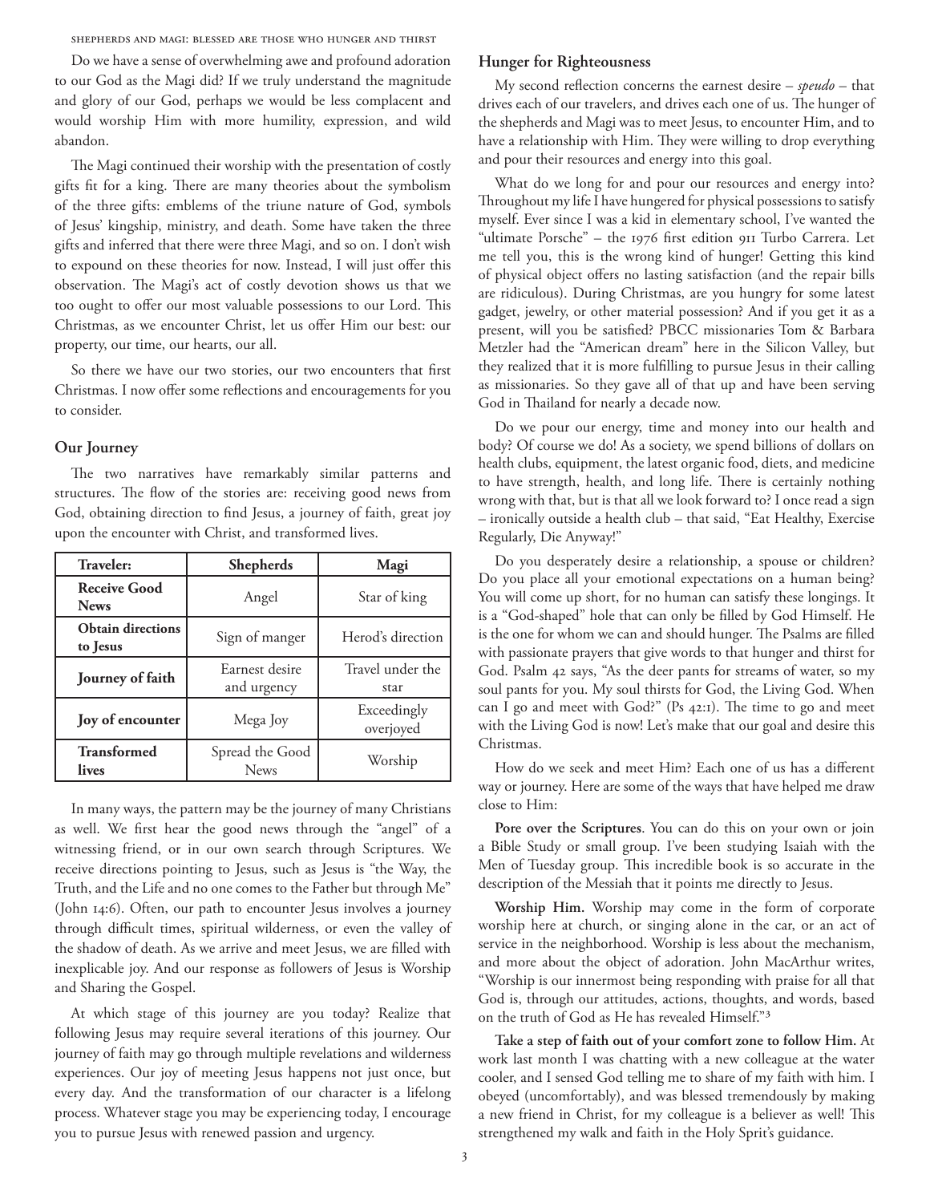Do we have a sense of overwhelming awe and profound adoration to our God as the Magi did? If we truly understand the magnitude and glory of our God, perhaps we would be less complacent and would worship Him with more humility, expression, and wild abandon.

The Magi continued their worship with the presentation of costly gifts fit for a king. There are many theories about the symbolism of the three gifts: emblems of the triune nature of God, symbols of Jesus' kingship, ministry, and death. Some have taken the three gifts and inferred that there were three Magi, and so on. I don't wish to expound on these theories for now. Instead, I will just offer this observation. The Magi's act of costly devotion shows us that we too ought to offer our most valuable possessions to our Lord. This Christmas, as we encounter Christ, let us offer Him our best: our property, our time, our hearts, our all.

So there we have our two stories, our two encounters that first Christmas. I now offer some reflections and encouragements for you to consider.

## Our Journey

The two narratives have remarkably similar patterns and structures. The flow of the stories are: receiving good news from God, obtaining direction to find Jesus, a journey of faith, great joy upon the encounter with Christ, and transformed lives.

| Traveler: | Shepherds | Magi |
|---|---|---|
| **Receive Good News** | Angel | Star of king |
| **Obtain directions to Jesus** | Sign of manger | Herod's direction |
| **Journey of faith** | Earnest desire and urgency | Travel under the star |
| **Joy of encounter** | Mega Joy | Exceedingly overjoyed |
| **Transformed lives** | Spread the Good News | Worship |

In many ways, the pattern may be the journey of many Christians as well. We first hear the good news through the "angel" of a witnessing friend, or in our own search through Scriptures. We receive directions pointing to Jesus, such as Jesus is "the Way, the Truth, and the Life and no one comes to the Father but through Me" (John 14:6). Often, our path to encounter Jesus involves a journey through difficult times, spiritual wilderness, or even the valley of the shadow of death. As we arrive and meet Jesus, we are filled with inexplicable joy. And our response as followers of Jesus is Worship and Sharing the Gospel.

At which stage of this journey are you today? Realize that following Jesus may require several iterations of this journey. Our journey of faith may go through multiple revelations and wilderness experiences. Our joy of meeting Jesus happens not just once, but every day. And the transformation of our character is a lifelong process. Whatever stage you may be experiencing today, I encourage you to pursue Jesus with renewed passion and urgency.

## Hunger for Righteousness

My second reflection concerns the earnest desire – *speudo* – that drives each of our travelers, and drives each one of us. The hunger of the shepherds and Magi was to meet Jesus, to encounter Him, and to have a relationship with Him. They were willing to drop everything and pour their resources and energy into this goal.

What do we long for and pour our resources and energy into? Throughout my life I have hungered for physical possessions to satisfy myself. Ever since I was a kid in elementary school, I've wanted the "ultimate Porsche" – the 1976 first edition 911 Turbo Carrera. Let me tell you, this is the wrong kind of hunger! Getting this kind of physical object offers no lasting satisfaction (and the repair bills are ridiculous). During Christmas, are you hungry for some latest gadget, jewelry, or other material possession? And if you get it as a present, will you be satisfied? PBCC missionaries Tom & Barbara Metzler had the "American dream" here in the Silicon Valley, but they realized that it is more fulfilling to pursue Jesus in their calling as missionaries. So they gave all of that up and have been serving God in Thailand for nearly a decade now.

Do we pour our energy, time and money into our health and body? Of course we do! As a society, we spend billions of dollars on health clubs, equipment, the latest organic food, diets, and medicine to have strength, health, and long life. There is certainly nothing wrong with that, but is that all we look forward to? I once read a sign – ironically outside a health club – that said, "Eat Healthy, Exercise Regularly, Die Anyway!"

Do you desperately desire a relationship, a spouse or children? Do you place all your emotional expectations on a human being? You will come up short, for no human can satisfy these longings. It is a "God-shaped" hole that can only be filled by God Himself. He is the one for whom we can and should hunger. The Psalms are filled with passionate prayers that give words to that hunger and thirst for God. Psalm 42 says, "As the deer pants for streams of water, so my soul pants for you. My soul thirsts for God, the Living God. When can I go and meet with God?" (Ps 42:1). The time to go and meet with the Living God is now! Let's make that our goal and desire this Christmas.

How do we seek and meet Him? Each one of us has a different way or journey. Here are some of the ways that have helped me draw close to Him:

**Pore over the Scriptures**. You can do this on your own or join a Bible Study or small group. I've been studying Isaiah with the Men of Tuesday group. This incredible book is so accurate in the description of the Messiah that it points me directly to Jesus.

**Worship Him.** Worship may come in the form of corporate worship here at church, or singing alone in the car, or an act of service in the neighborhood. Worship is less about the mechanism, and more about the object of adoration. John MacArthur writes, "Worship is our innermost being responding with praise for all that God is, through our attitudes, actions, thoughts, and words, based on the truth of God as He has revealed Himself."[3]

**Take a step of faith out of your comfort zone to follow Him.** At work last month I was chatting with a new colleague at the water cooler, and I sensed God telling me to share of my faith with him. I obeyed (uncomfortably), and was blessed tremendously by making a new friend in Christ, for my colleague is a believer as well! This strengthened my walk and faith in the Holy Sprit's guidance.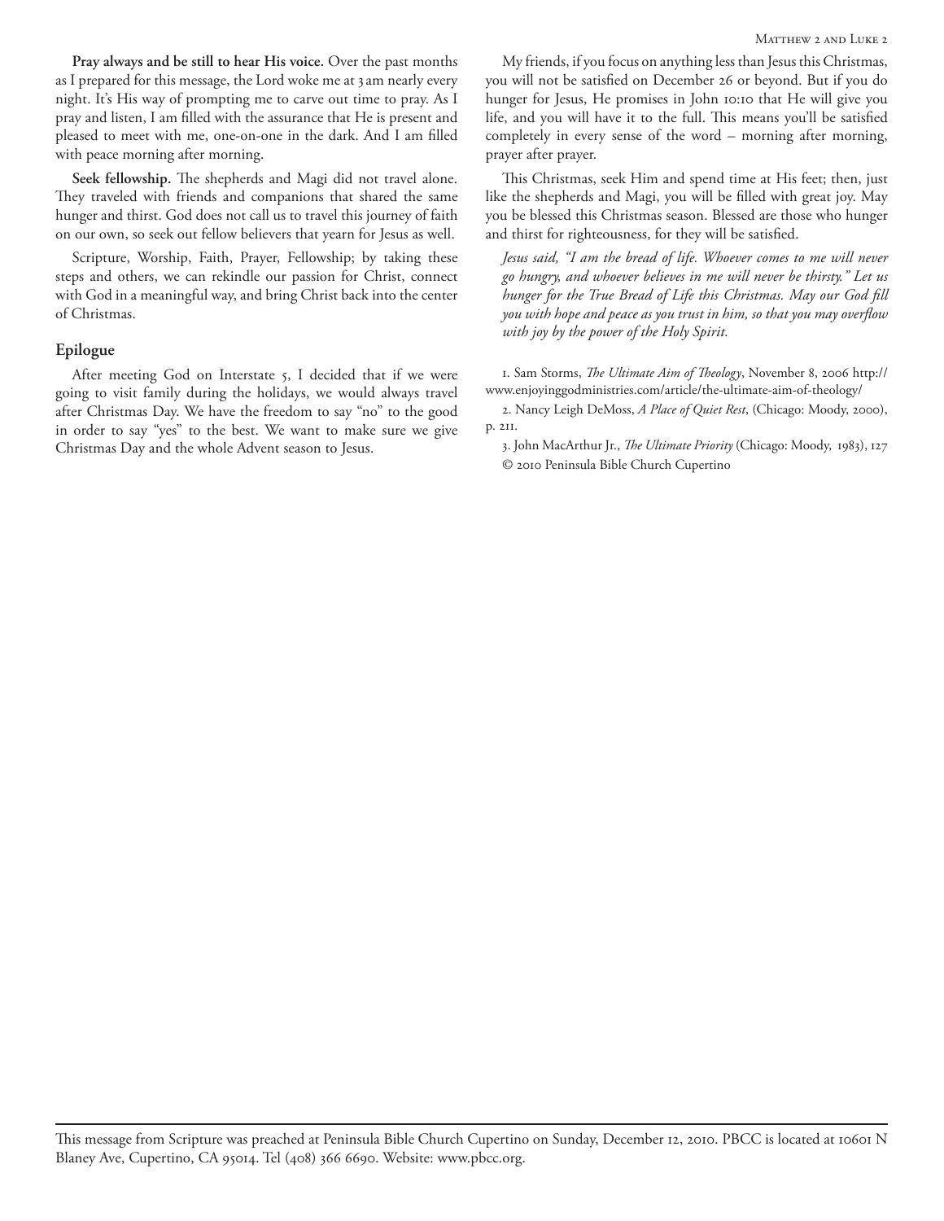**Pray always and be still to hear His voice.** Over the past months as I prepared for this message, the Lord woke me at 3 am nearly every night. It's His way of prompting me to carve out time to pray. As I pray and listen, I am filled with the assurance that He is present and pleased to meet with me, one-on-one in the dark. And I am filled with peace morning after morning.

**Seek fellowship.** The shepherds and Magi did not travel alone. They traveled with friends and companions that shared the same hunger and thirst. God does not call us to travel this journey of faith on our own, so seek out fellow believers that yearn for Jesus as well.

Scripture, Worship, Faith, Prayer, Fellowship; by taking these steps and others, we can rekindle our passion for Christ, connect with God in a meaningful way, and bring Christ back into the center of Christmas.

## Epilogue

After meeting God on Interstate 5, I decided that if we were going to visit family during the holidays, we would always travel after Christmas Day. We have the freedom to say "no" to the good in order to say "yes" to the best. We want to make sure we give Christmas Day and the whole Advent season to Jesus.

My friends, if you focus on anything less than Jesus this Christmas, you will not be satisfied on December 26 or beyond. But if you do hunger for Jesus, He promises in John 10:10 that He will give you life, and you will have it to the full. This means you'll be satisfied completely in every sense of the word – morning after morning, prayer after prayer.

This Christmas, seek Him and spend time at His feet; then, just like the shepherds and Magi, you will be filled with great joy. May you be blessed this Christmas season. Blessed are those who hunger and thirst for righteousness, for they will be satisfied.

*Jesus said, "I am the bread of life. Whoever comes to me will never go hungry, and whoever believes in me will never be thirsty." Let us hunger for the True Bread of Life this Christmas. May our God fill you with hope and peace as you trust in him, so that you may overflow with joy by the power of the Holy Spirit.*

1. Sam Storms, *The Ultimate Aim of Theology*, November 8, 2006 http://www.enjoyinggodministries.com/article/the-ultimate-aim-of-theology/

2. Nancy Leigh DeMoss, *A Place of Quiet Rest*, (Chicago: Moody, 2000), p. 211.

3. John MacArthur Jr., *The Ultimate Priority* (Chicago: Moody, 1983), 127

© 2010 Peninsula Bible Church Cupertino

This message from Scripture was preached at Peninsula Bible Church Cupertino on Sunday, December 12, 2010. PBCC is located at 10601 N Blaney Ave, Cupertino, CA 95014. Tel (408) 366 6690. Website: www.pbcc.org.